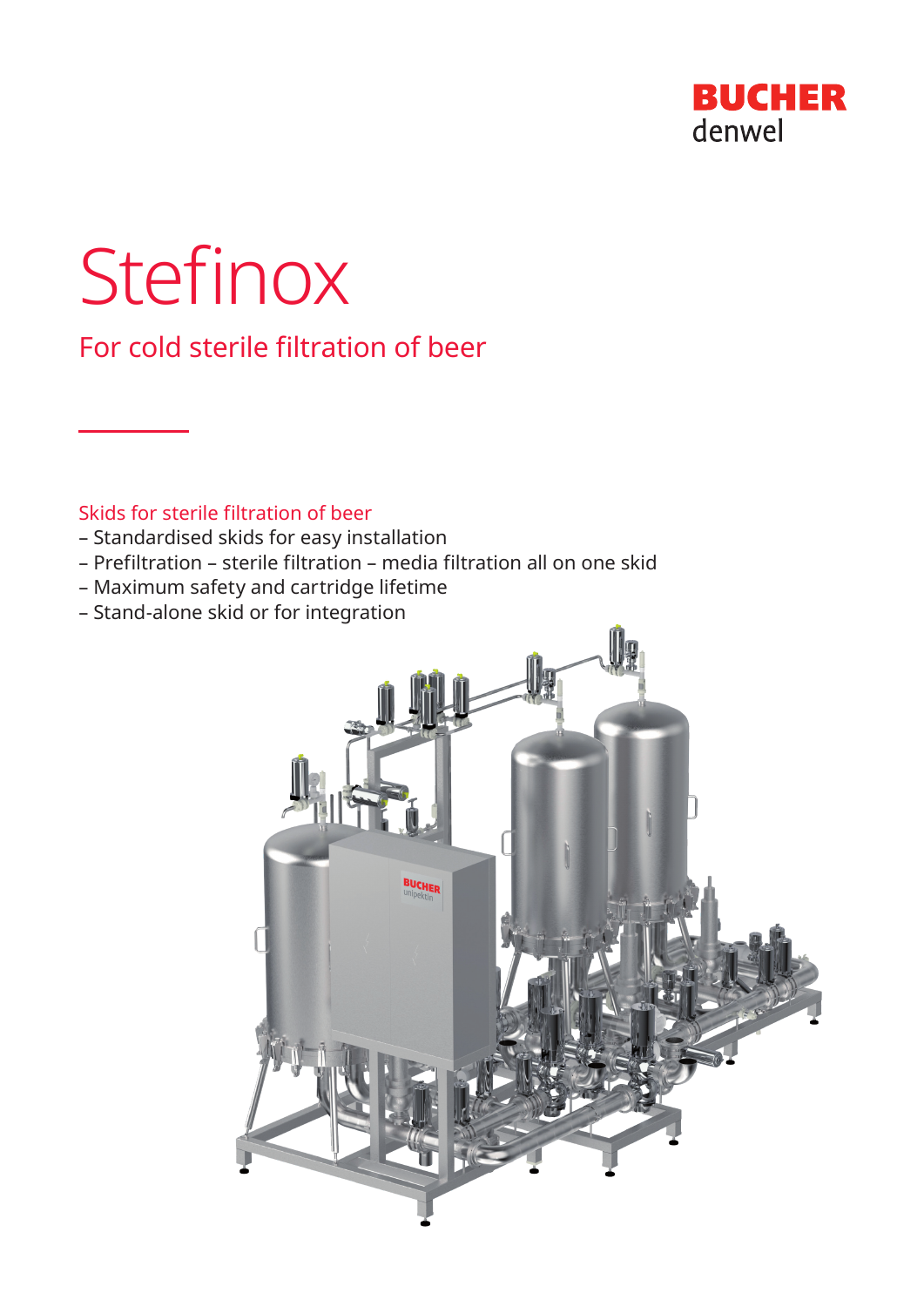BUCHER
denwel

# Stefinox

## For cold sterile filtration of beer

Skids for sterile filtration of beer

- Standardised skids for easy installation
- Prefiltration – sterile filtration – media filtration all on one skid
- Maximum safety and cartridge lifetime
- Stand-alone skid or for integration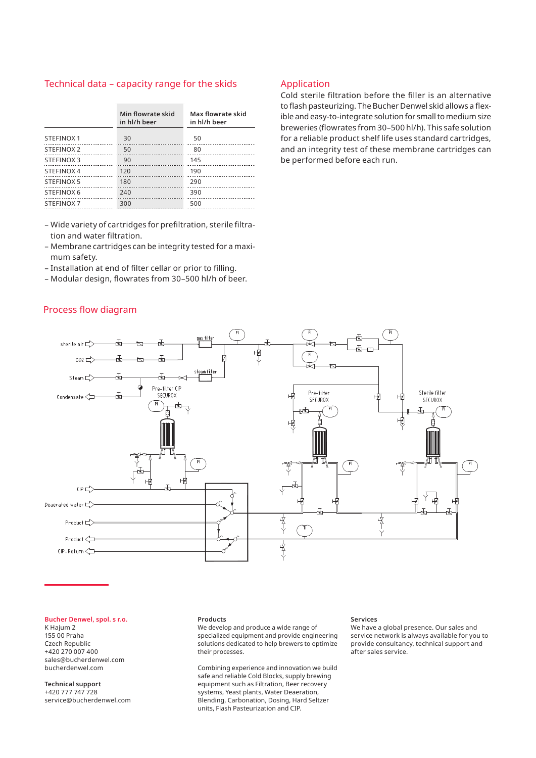## Technical data – capacity range for the skids

| | Min flowrate skid in hl/h beer | Max flowrate skid in hl/h beer |
|---|---|---|
| STEFINOX 1 | 30 | 50 |
| STEFINOX 2 | 50 | 80 |
| STEFINOX 3 | 90 | 145 |
| STEFINOX 4 | 120 | 190 |
| STEFINOX 5 | 180 | 290 |
| STEFINOX 6 | 240 | 390 |
| STEFINOX 7 | 300 | 500 |

- Wide variety of cartridges for prefiltration, sterile filtration and water filtration.
- Membrane cartridges can be integrity tested for a maximum safety.
- Installation at end of filter cellar or prior to filling.
- Modular design, flowrates from 30–500 hl/h of beer.

## Application

Cold sterile filtration before the filler is an alternative to flash pasteurizing. The Bucher Denwel skid allows a flexible and easy-to-integrate solution for small to medium size breweries (flowrates from 30–500 hl/h). This safe solution for a reliable product shelf life uses standard cartridges, and an integrity test of these membrane cartridges can be performed before each run.

## Process flow diagram

sterile air
CO2
Steam
Condensate
gas filter
steam filter
PI
Pre-filter CIP
SECUROX
Pre-filter
SECUROX
Sterile filter
SECUROX
CIP
Deaerated water
Product
Product
CIP-Return
TI

**Bucher Denwel, spol. s r.o.**
K Hajum 2
155 00 Praha
Czech Republic
+420 270 007 400
sales@bucherdenwel.com
bucherdenwel.com

**Technical support**
+420 777 747 728
service@bucherdenwel.com

**Products**
We develop and produce a wide range of specialized equipment and provide engineering solutions dedicated to help brewers to optimize their processes.

Combining experience and innovation we build safe and reliable Cold Blocks, supply brewing equipment such as Filtration, Beer recovery systems, Yeast plants, Water Deaeration, Blending, Carbonation, Dosing, Hard Seltzer units, Flash Pasteurization and CIP.

**Services**
We have a global presence. Our sales and service network is always available for you to provide consultancy, technical support and after sales service.